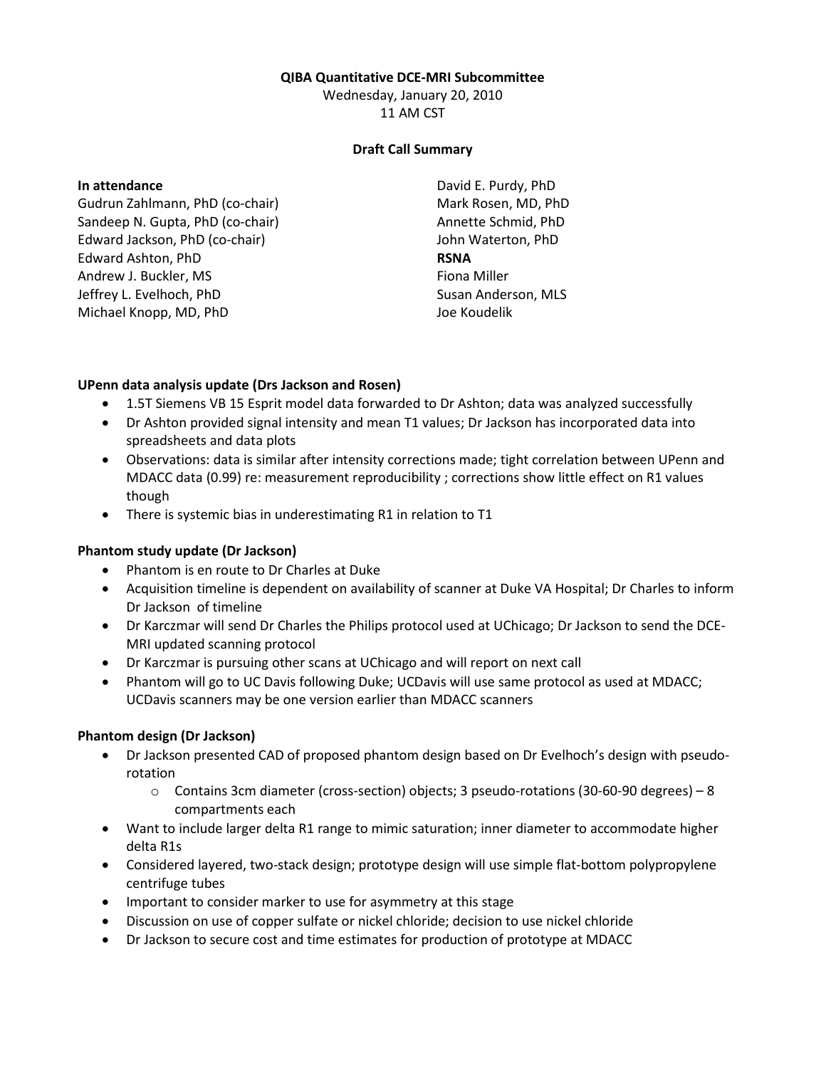**QIBA Quantitative DCE-MRI Subcommittee**

Wednesday, January 20, 2010

11 AM CST

**Draft Call Summary**

**In attendance**

Gudrun Zahlmann, PhD (co-chair)
Sandeep N. Gupta, PhD (co-chair)
Edward Jackson, PhD (co-chair)
Edward Ashton, PhD
Andrew J. Buckler, MS
Jeffrey L. Evelhoch, PhD
Michael Knopp, MD, PhD
David E. Purdy, PhD
Mark Rosen, MD, PhD
Annette Schmid, PhD
John Waterton, PhD

**RSNA**

Fiona Miller
Susan Anderson, MLS
Joe Koudelik

**UPenn data analysis update (Drs Jackson and Rosen)**

- 1.5T Siemens VB 15 Esprit model data forwarded to Dr Ashton; data was analyzed successfully
- Dr Ashton provided signal intensity and mean T1 values; Dr Jackson has incorporated data into spreadsheets and data plots
- Observations: data is similar after intensity corrections made; tight correlation between UPenn and MDACC data (0.99) re: measurement reproducibility ; corrections show little effect on R1 values though
- There is systemic bias in underestimating R1 in relation to T1

**Phantom study update (Dr Jackson)**

- Phantom is en route to Dr Charles at Duke
- Acquisition timeline is dependent on availability of scanner at Duke VA Hospital; Dr Charles to inform Dr Jackson of timeline
- Dr Karczmar will send Dr Charles the Philips protocol used at UChicago; Dr Jackson to send the DCE-MRI updated scanning protocol
- Dr Karczmar is pursuing other scans at UChicago and will report on next call
- Phantom will go to UC Davis following Duke; UCDavis will use same protocol as used at MDACC; UCDavis scanners may be one version earlier than MDACC scanners

**Phantom design (Dr Jackson)**

- Dr Jackson presented CAD of proposed phantom design based on Dr Evelhoch's design with pseudo-rotation
  - Contains 3cm diameter (cross-section) objects; 3 pseudo-rotations (30-60-90 degrees) – 8 compartments each
- Want to include larger delta R1 range to mimic saturation; inner diameter to accommodate higher delta R1s
- Considered layered, two-stack design; prototype design will use simple flat-bottom polypropylene centrifuge tubes
- Important to consider marker to use for asymmetry at this stage
- Discussion on use of copper sulfate or nickel chloride; decision to use nickel chloride
- Dr Jackson to secure cost and time estimates for production of prototype at MDACC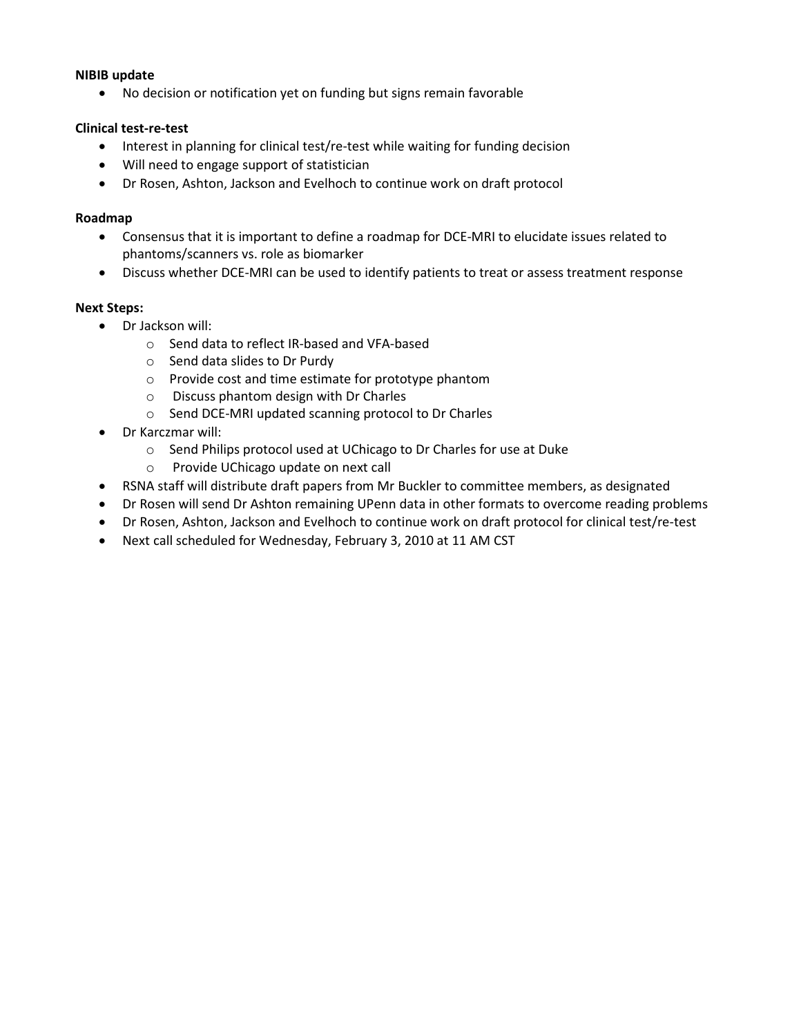**NIBIB update**

- No decision or notification yet on funding but signs remain favorable

**Clinical test-re-test**

- Interest in planning for clinical test/re-test while waiting for funding decision
- Will need to engage support of statistician
- Dr Rosen, Ashton, Jackson and Evelhoch to continue work on draft protocol

**Roadmap**

- Consensus that it is important to define a roadmap for DCE-MRI to elucidate issues related to phantoms/scanners vs. role as biomarker
- Discuss whether DCE-MRI can be used to identify patients to treat or assess treatment response

**Next Steps:**

- Dr Jackson will:
  - Send data to reflect IR-based and VFA-based
  - Send data slides to Dr Purdy
  - Provide cost and time estimate for prototype phantom
  - Discuss phantom design with Dr Charles
  - Send DCE-MRI updated scanning protocol to Dr Charles
- Dr Karczmar will:
  - Send Philips protocol used at UChicago to Dr Charles for use at Duke
  - Provide UChicago update on next call
- RSNA staff will distribute draft papers from Mr Buckler to committee members, as designated
- Dr Rosen will send Dr Ashton remaining UPenn data in other formats to overcome reading problems
- Dr Rosen, Ashton, Jackson and Evelhoch to continue work on draft protocol for clinical test/re-test
- Next call scheduled for Wednesday, February 3, 2010 at 11 AM CST